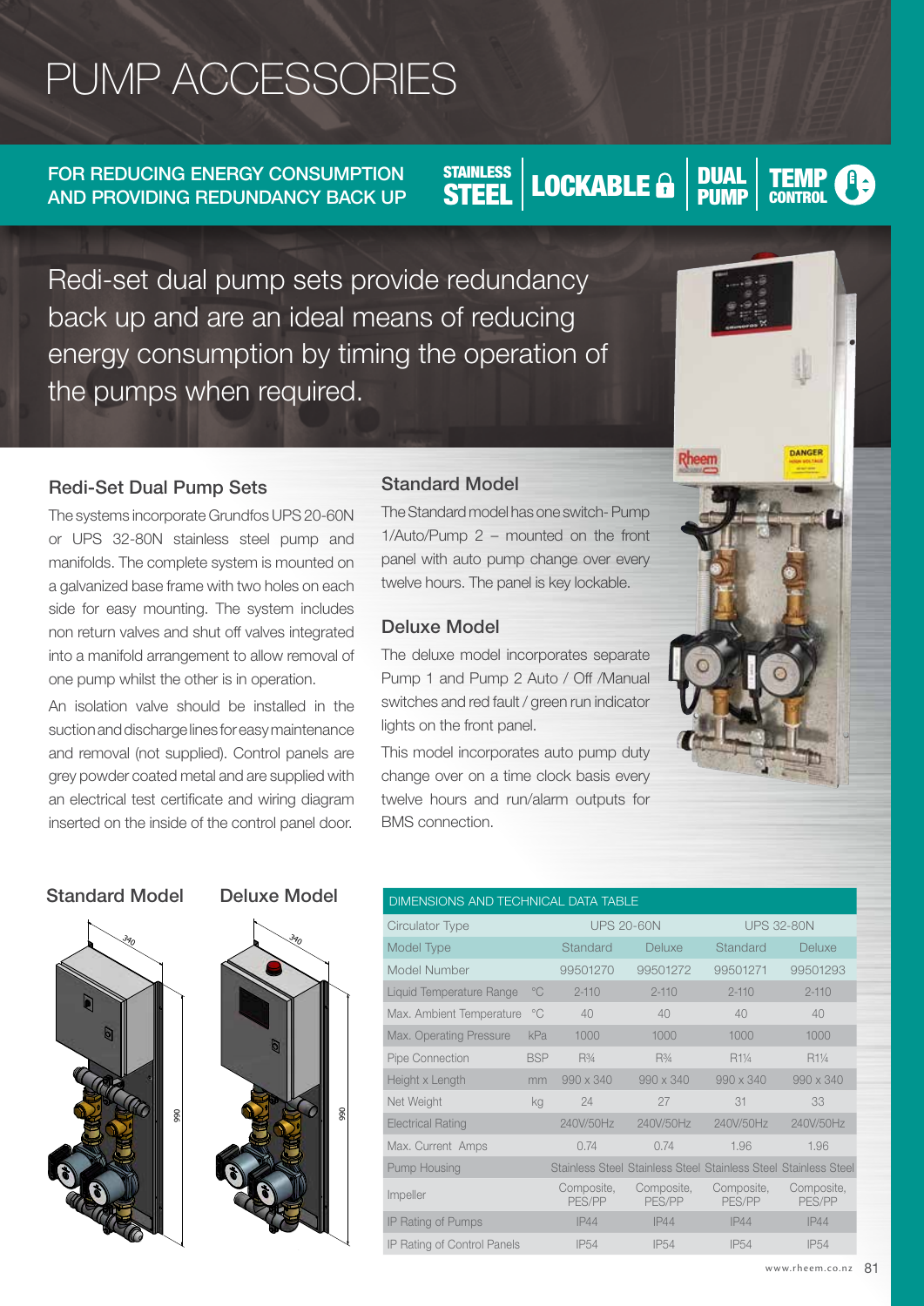# PUMP ACCESSORIES

**FOR REDUCING ENERGY CONSUMPTION AND PROVIDING REDUNDANCY BACK UP**

**STAINLESS STEEL | LOCKABLE | DUAL PUMP | TEMP CONTROL**

Redi-set dual pump sets provide redundancy back up and are an ideal means of reducing energy consumption by timing the operation of the pumps when required.

### Redi-Set Dual Pump Sets

The systems incorporate Grundfos UPS 20-60N or UPS 32-80N stainless steel pump and manifolds. The complete system is mounted on a galvanized base frame with two holes on each side for easy mounting. The system includes non return valves and shut off valves integrated into a manifold arrangement to allow removal of one pump whilst the other is in operation.

An isolation valve should be installed in the suction and discharge lines for easy maintenance and removal (not supplied). Control panels are grey powder coated metal and are supplied with an electrical test certificate and wiring diagram inserted on the inside of the control panel door.

### Standard Model

The Standard model has one switch- Pump 1/Auto/Pump 2 – mounted on the front panel with auto pump change over every twelve hours. The panel is key lockable.

### Deluxe Model

The deluxe model incorporates separate Pump 1 and Pump 2 Auto / Off /Manual switches and red fault / green run indicator lights on the front panel.

This model incorporates auto pump duty change over on a time clock basis every twelve hours and run/alarm outputs for BMS connection.

**Standard Model** **Deluxe Model**

| DIMENSIONS AND TECHNICAL DATA TABLE | | | | | |
|---|---|---|---|---|---|
| Circulator Type | | UPS 20-60N | | UPS 32-80N | |
| Model Type | | Standard | Deluxe | Standard | Deluxe |
| Model Number | | 99501270 | 99501272 | 99501271 | 99501293 |
| Liquid Temperature Range | °C | 2-110 | 2-110 | 2-110 | 2-110 |
| Max. Ambient Temperature | °C | 40 | 40 | 40 | 40 |
| Max. Operating Pressure | kPa | 1000 | 1000 | 1000 | 1000 |
| Pipe Connection | BSP | R¾ | R¾ | R1¼ | R1¼ |
| Height x Length | mm | 990 x 340 | 990 x 340 | 990 x 340 | 990 x 340 |
| Net Weight | kg | 24 | 27 | 31 | 33 |
| Electrical Rating | | 240V/50Hz | 240V/50Hz | 240V/50Hz | 240V/50Hz |
| Max. Current Amps | | 0.74 | 0.74 | 1.96 | 1.96 |
| Pump Housing | | Stainless Steel | Stainless Steel | Stainless Steel | Stainless Steel |
| Impeller | | Composite, PES/PP | Composite, PES/PP | Composite, PES/PP | Composite, PES/PP |
| IP Rating of Pumps | | IP44 | IP44 | IP44 | IP44 |
| IP Rating of Control Panels | | IP54 | IP54 | IP54 | IP54 |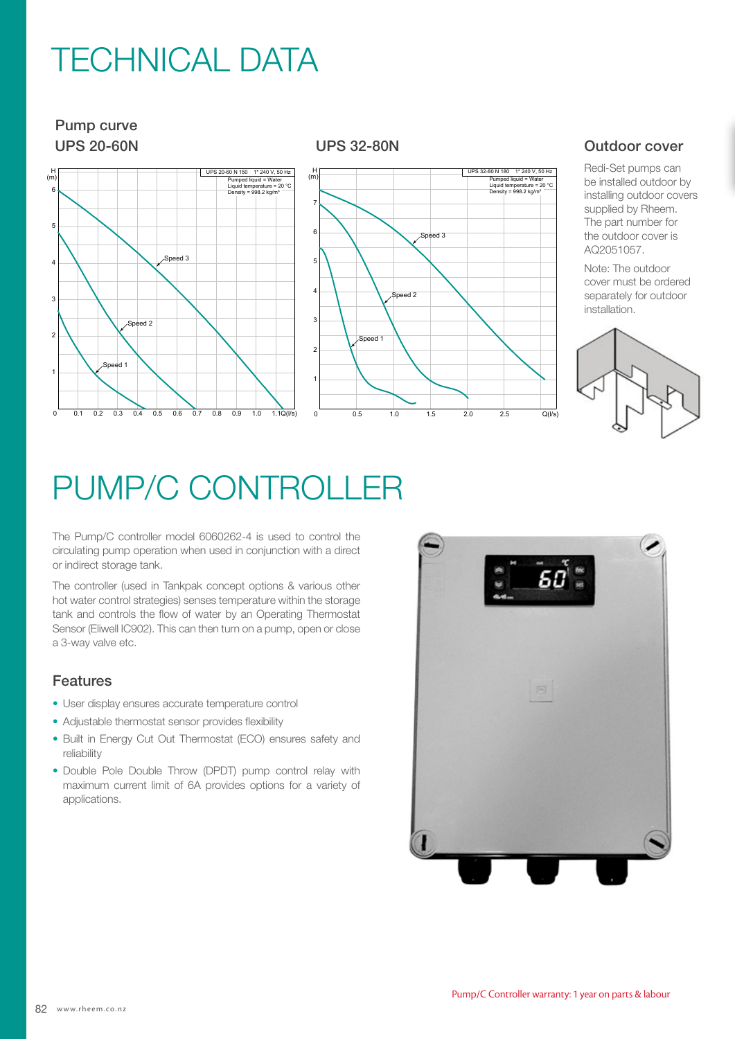# TECHNICAL DATA

## Pump curve

### UPS 20-60N

H (m)

UPS 20-60 N 150 1~ 240 V, 50 Hz
Pumped liquid = Water
Liquid temperature = 20 °C
Density = 998.2 kg/m³

Speed 3
Speed 2
Speed 1

0 0.1 0.2 0.3 0.4 0.5 0.6 0.7 0.8 0.9 1.0 1.1 Q(l/s)

0 1 2 3 4 5 6

### UPS 32-80N

H (m)

UPS 32-80 N 180 1~ 240 V, 50 Hz
Pumped liquid = Water
Liquid temperature = 20 °C
Density = 998.2 kg/m³

Speed 3
Speed 2
Speed 1

0 0.5 1.0 1.5 2.0 2.5 Q(l/s)

1 2 3 4 5 6 7

## Outdoor cover

Redi-Set pumps can be installed outdoor by installing outdoor covers supplied by Rheem. The part number for the outdoor cover is AQ2051057.

Note: The outdoor cover must be ordered separately for outdoor installation.

# PUMP/C CONTROLLER

The Pump/C controller model 6060262-4 is used to control the circulating pump operation when used in conjunction with a direct or indirect storage tank.

The controller (used in Tankpak concept options & various other hot water control strategies) senses temperature within the storage tank and controls the flow of water by an Operating Thermostat Sensor (Eliwell IC902). This can then turn on a pump, open or close a 3-way valve etc.

## Features

- User display ensures accurate temperature control
- Adjustable thermostat sensor provides flexibility
- Built in Energy Cut Out Thermostat (ECO) ensures safety and reliability
- Double Pole Double Throw (DPDT) pump control relay with maximum current limit of 6A provides options for a variety of applications.

Pump/C Controller warranty: 1 year on parts & labour